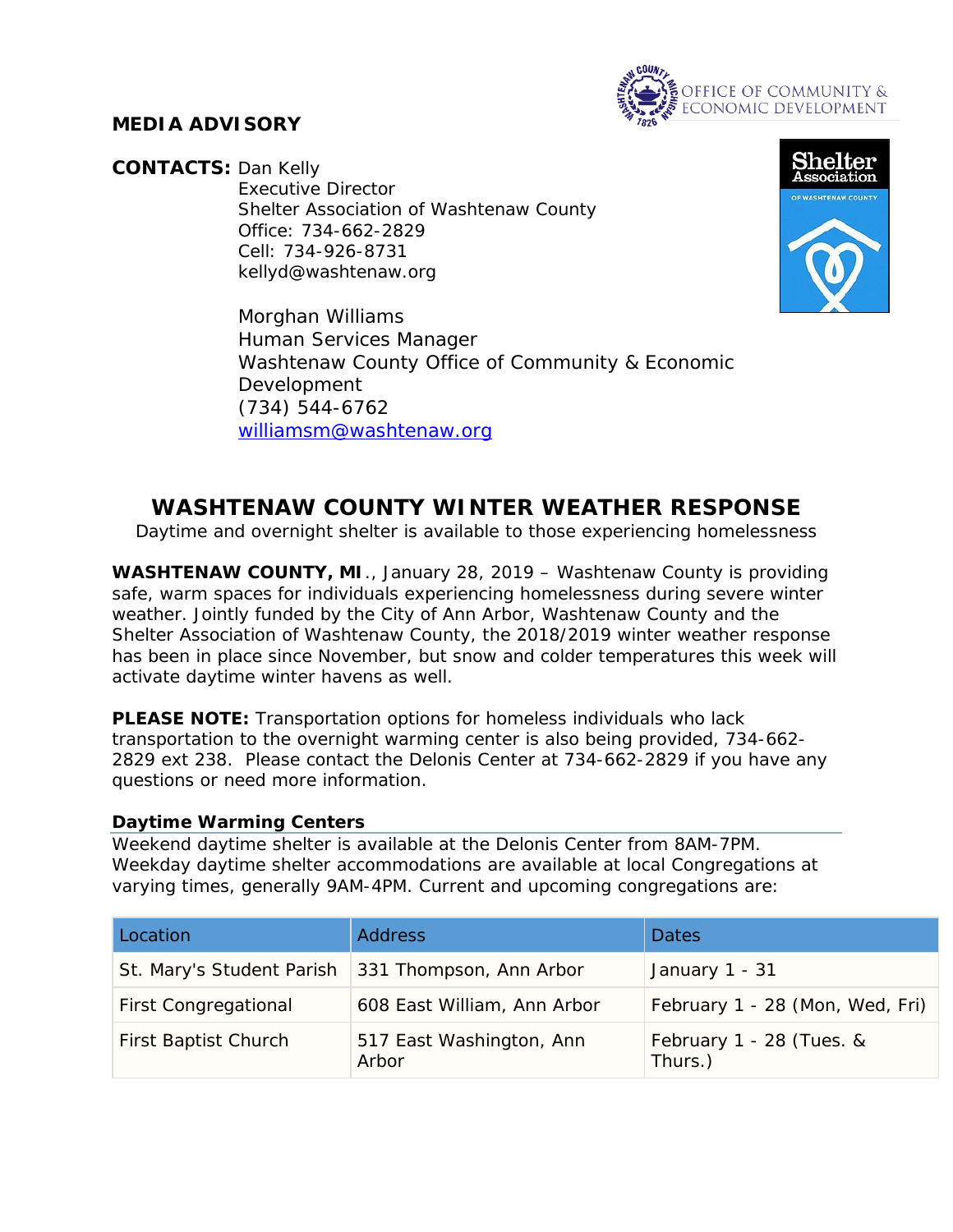**MEDIA ADVISORY**

OFFICE OF COMMUNITY & ECONOMIC DEVELOPMENT

**CONTACTS:** Dan Kelly
Executive Director
Shelter Association of Washtenaw County
Office: 734-662-2829
Cell: 734-926-8731
kellyd@washtenaw.org

Morghan Williams
Human Services Manager
Washtenaw County Office of Community & Economic Development
(734) 544-6762
williamsm@washtenaw.org

# WASHTENAW COUNTY WINTER WEATHER RESPONSE

Daytime and overnight shelter is available to those experiencing homelessness

**WASHTENAW COUNTY, MI**., January 28, 2019 – Washtenaw County is providing safe, warm spaces for individuals experiencing homelessness during severe winter weather. Jointly funded by the City of Ann Arbor, Washtenaw County and the Shelter Association of Washtenaw County, the 2018/2019 winter weather response has been in place since November, but snow and colder temperatures this week will activate daytime winter havens as well.

**PLEASE NOTE:** Transportation options for homeless individuals who lack transportation to the overnight warming center is also being provided, 734-662-2829 ext 238. Please contact the Delonis Center at 734-662-2829 if you have any questions or need more information.

### Daytime Warming Centers

Weekend daytime shelter is available at the Delonis Center from 8AM-7PM. Weekday daytime shelter accommodations are available at local Congregations at varying times, generally 9AM-4PM. Current and upcoming congregations are:

| Location | Address | Dates |
|---|---|---|
| St. Mary's Student Parish | 331 Thompson, Ann Arbor | January 1 - 31 |
| First Congregational | 608 East William, Ann Arbor | February 1 - 28 (Mon, Wed, Fri) |
| First Baptist Church | 517 East Washington, Ann Arbor | February 1 - 28 (Tues. & Thurs.) |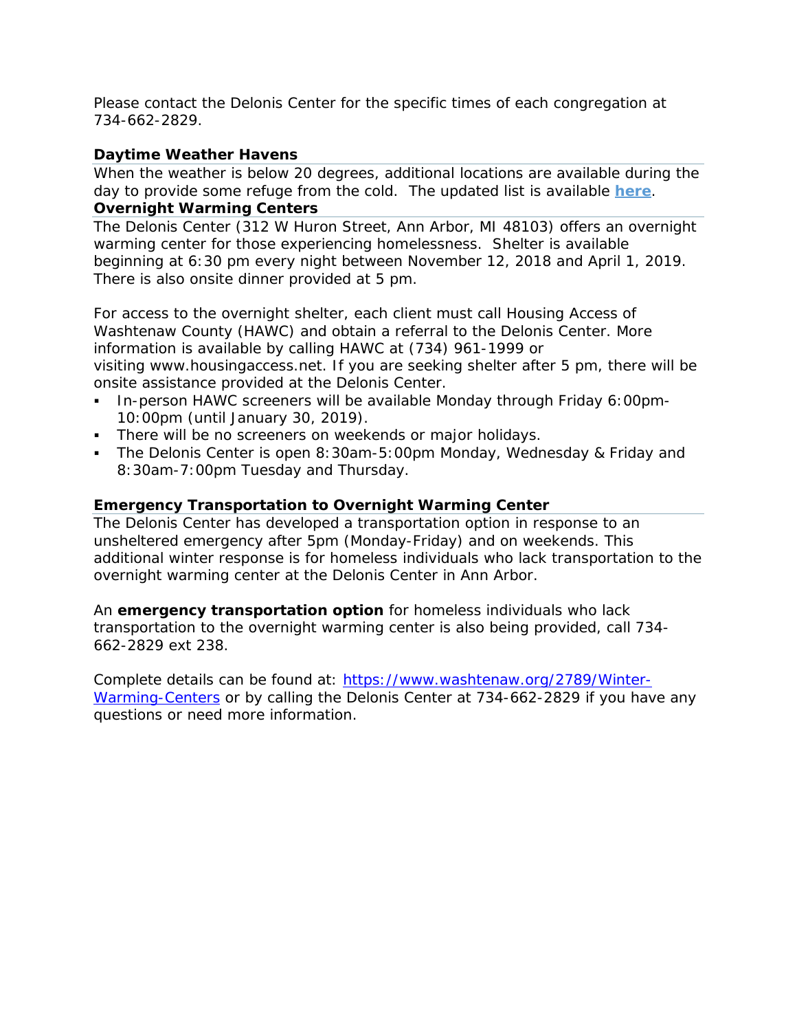Please contact the Delonis Center for the specific times of each congregation at 734-662-2829.

### Daytime Weather Havens

When the weather is below 20 degrees, additional locations are available during the day to provide some refuge from the cold. The updated list is available **here**.

### Overnight Warming Centers

The Delonis Center (312 W Huron Street, Ann Arbor, MI 48103) offers an overnight warming center for those experiencing homelessness. Shelter is available beginning at 6:30 pm every night between November 12, 2018 and April 1, 2019. There is also onsite dinner provided at 5 pm.

For access to the overnight shelter, each client must call Housing Access of Washtenaw County (HAWC) and obtain a referral to the Delonis Center. More information is available by calling HAWC at (734) 961-1999 or visiting www.housingaccess.net. If you are seeking shelter after 5 pm, there will be onsite assistance provided at the Delonis Center.

- In-person HAWC screeners will be available Monday through Friday 6:00pm-10:00pm (until January 30, 2019).
- There will be no screeners on weekends or major holidays.
- The Delonis Center is open 8:30am-5:00pm Monday, Wednesday & Friday and 8:30am-7:00pm Tuesday and Thursday.

### Emergency Transportation to Overnight Warming Center

The Delonis Center has developed a transportation option in response to an unsheltered emergency after 5pm (Monday-Friday) and on weekends. This additional winter response is for homeless individuals who lack transportation to the overnight warming center at the Delonis Center in Ann Arbor.

An **emergency transportation option** for homeless individuals who lack transportation to the overnight warming center is also being provided, call 734-662-2829 ext 238.

Complete details can be found at: https://www.washtenaw.org/2789/Winter-Warming-Centers or by calling the Delonis Center at 734-662-2829 if you have any questions or need more information.